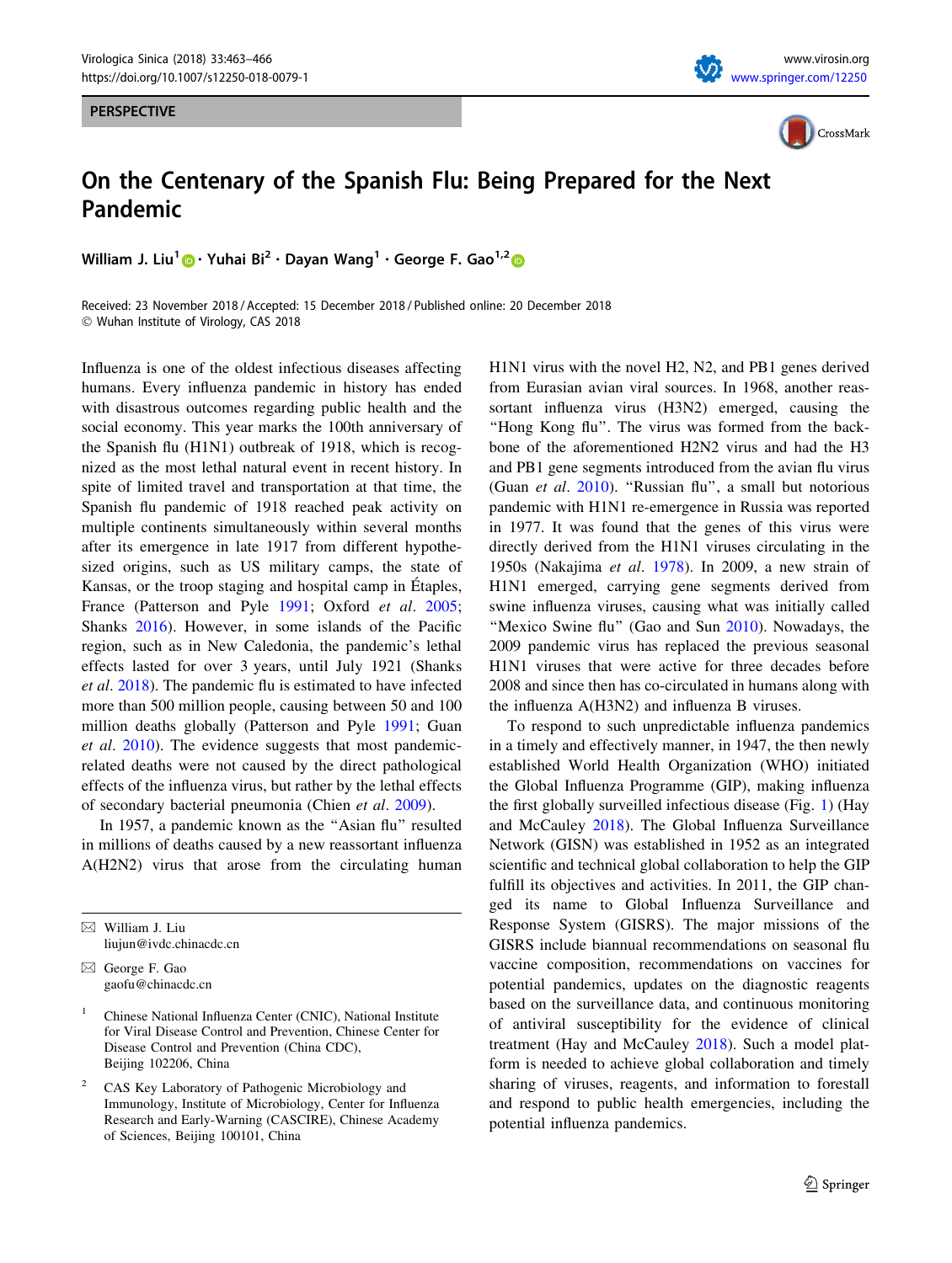PERSPECTIVE

# On the Centenary of the Spanish Flu: Being Prepared for the Next Pandemic

**William J. Liu**[1] · **Yuhai Bi**[2] · **Dayan Wang**[1] · **George F. Gao**[1,2]

Received: 23 November 2018 / Accepted: 15 December 2018 / Published online: 20 December 2018
© Wuhan Institute of Virology, CAS 2018

Influenza is one of the oldest infectious diseases affecting humans. Every influenza pandemic in history has ended with disastrous outcomes regarding public health and the social economy. This year marks the 100th anniversary of the Spanish flu (H1N1) outbreak of 1918, which is recognized as the most lethal natural event in recent history. In spite of limited travel and transportation at that time, the Spanish flu pandemic of 1918 reached peak activity on multiple continents simultaneously within several months after its emergence in late 1917 from different hypothesized origins, such as US military camps, the state of Kansas, or the troop staging and hospital camp in Étaples, France (Patterson and Pyle 1991; Oxford *et al*. 2005; Shanks 2016). However, in some islands of the Pacific region, such as in New Caledonia, the pandemic's lethal effects lasted for over 3 years, until July 1921 (Shanks *et al*. 2018). The pandemic flu is estimated to have infected more than 500 million people, causing between 50 and 100 million deaths globally (Patterson and Pyle 1991; Guan *et al*. 2010). The evidence suggests that most pandemic-related deaths were not caused by the direct pathological effects of the influenza virus, but rather by the lethal effects of secondary bacterial pneumonia (Chien *et al*. 2009).

In 1957, a pandemic known as the "Asian flu" resulted in millions of deaths caused by a new reassortant influenza A(H2N2) virus that arose from the circulating human H1N1 virus with the novel H2, N2, and PB1 genes derived from Eurasian avian viral sources. In 1968, another reassortant influenza virus (H3N2) emerged, causing the "Hong Kong flu". The virus was formed from the backbone of the aforementioned H2N2 virus and had the H3 and PB1 gene segments introduced from the avian flu virus (Guan *et al*. 2010). "Russian flu", a small but notorious pandemic with H1N1 re-emergence in Russia was reported in 1977. It was found that the genes of this virus were directly derived from the H1N1 viruses circulating in the 1950s (Nakajima *et al*. 1978). In 2009, a new strain of H1N1 emerged, carrying gene segments derived from swine influenza viruses, causing what was initially called "Mexico Swine flu" (Gao and Sun 2010). Nowadays, the 2009 pandemic virus has replaced the previous seasonal H1N1 viruses that were active for three decades before 2008 and since then has co-circulated in humans along with the influenza A(H3N2) and influenza B viruses.

To respond to such unpredictable influenza pandemics in a timely and effectively manner, in 1947, the then newly established World Health Organization (WHO) initiated the Global Influenza Programme (GIP), making influenza the first globally surveilled infectious disease (Fig. 1) (Hay and McCauley 2018). The Global Influenza Surveillance Network (GISN) was established in 1952 as an integrated scientific and technical global collaboration to help the GIP fulfill its objectives and activities. In 2011, the GIP changed its name to Global Influenza Surveillance and Response System (GISRS). The major missions of the GISRS include biannual recommendations on seasonal flu vaccine composition, recommendations on vaccines for potential pandemics, updates on the diagnostic reagents based on the surveillance data, and continuous monitoring of antiviral susceptibility for the evidence of clinical treatment (Hay and McCauley 2018). Such a model platform is needed to achieve global collaboration and timely sharing of viruses, reagents, and information to forestall and respond to public health emergencies, including the potential influenza pandemics.

---

✉ William J. Liu
liujun@ivdc.chinacdc.cn

✉ George F. Gao
gaofu@chinacdc.cn

[1] Chinese National Influenza Center (CNIC), National Institute for Viral Disease Control and Prevention, Chinese Center for Disease Control and Prevention (China CDC), Beijing 102206, China

[2] CAS Key Laboratory of Pathogenic Microbiology and Immunology, Institute of Microbiology, Center for Influenza Research and Early-Warning (CASCIRE), Chinese Academy of Sciences, Beijing 100101, China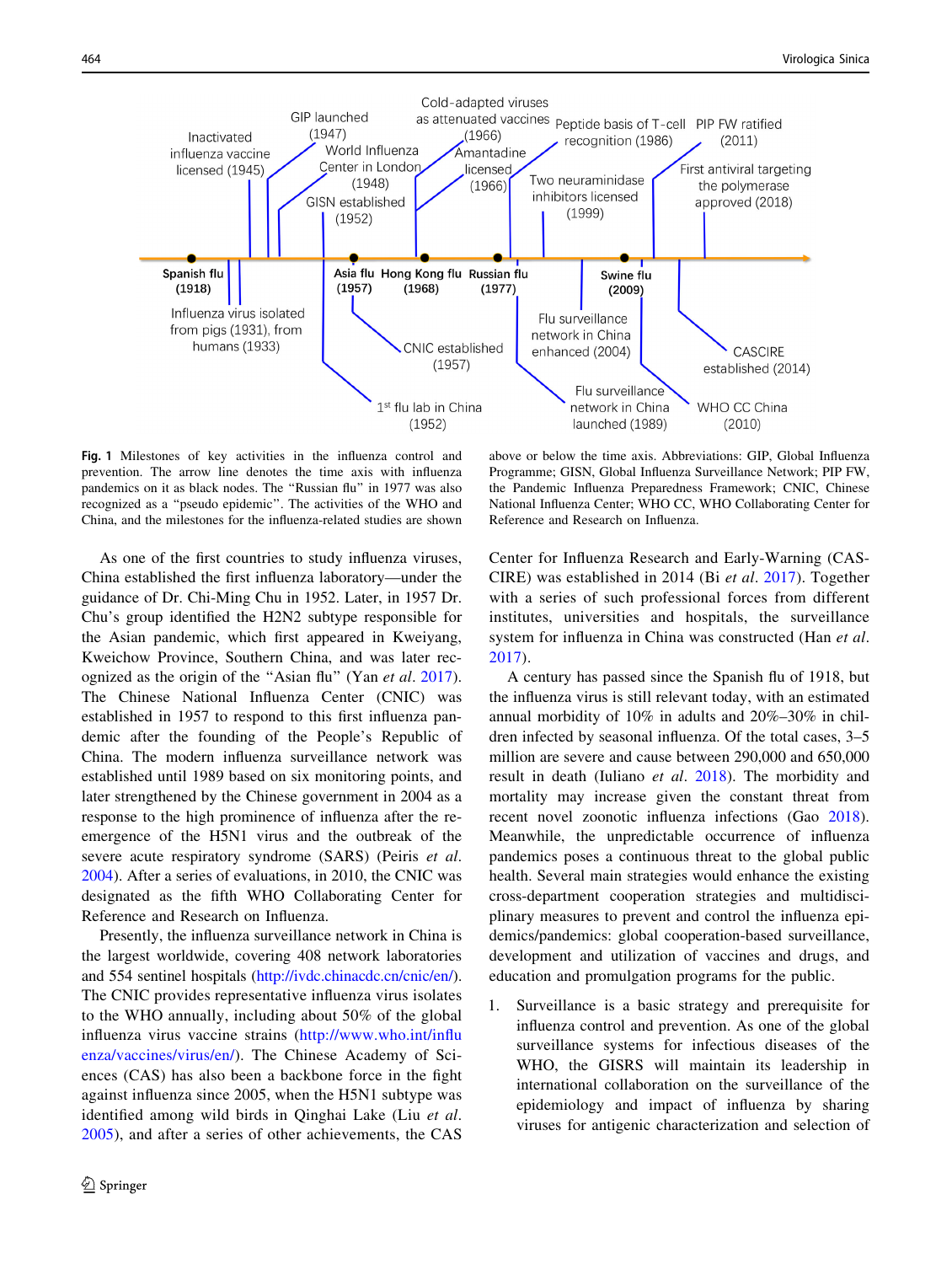Inactivated influenza vaccine licensed (1945)

GIP launched (1947)

World Influenza Center in London (1948)

GISN established (1952)

Cold-adapted viruses as attenuated vaccines (1966)

Amantadine licensed (1966)

Peptide basis of T-cell recognition (1986)

Two neuraminidase inhibitors licensed (1999)

PIP FW ratified (2011)

First antiviral targeting the polymerase approved (2018)

Spanish flu (1918)

Asia flu (1957)

Hong Kong flu (1968)

Russian flu (1977)

Swine flu (2009)

Influenza virus isolated from pigs (1931), from humans (1933)

1st flu lab in China (1952)

CNIC established (1957)

Flu surveillance network in China launched (1989)

Flu surveillance network in China enhanced (2004)

WHO CC China (2010)

CASCIRE established (2014)

**Fig. 1** Milestones of key activities in the influenza control and prevention. The arrow line denotes the time axis with influenza pandemics on it as black nodes. The "Russian flu" in 1977 was also recognized as a "pseudo epidemic". The activities of the WHO and China, and the milestones for the influenza-related studies are shown above or below the time axis. Abbreviations: GIP, Global Influenza Programme; GISN, Global Influenza Surveillance Network; PIP FW, the Pandemic Influenza Preparedness Framework; CNIC, Chinese National Influenza Center; WHO CC, WHO Collaborating Center for Reference and Research on Influenza.

As one of the first countries to study influenza viruses, China established the first influenza laboratory—under the guidance of Dr. Chi-Ming Chu in 1952. Later, in 1957 Dr. Chu's group identified the H2N2 subtype responsible for the Asian pandemic, which first appeared in Kweiyang, Kweichow Province, Southern China, and was later recognized as the origin of the "Asian flu" (Yan *et al*. 2017). The Chinese National Influenza Center (CNIC) was established in 1957 to respond to this first influenza pandemic after the founding of the People's Republic of China. The modern influenza surveillance network was established until 1989 based on six monitoring points, and later strengthened by the Chinese government in 2004 as a response to the high prominence of influenza after the re-emergence of the H5N1 virus and the outbreak of the severe acute respiratory syndrome (SARS) (Peiris *et al*. 2004). After a series of evaluations, in 2010, the CNIC was designated as the fifth WHO Collaborating Center for Reference and Research on Influenza.

Presently, the influenza surveillance network in China is the largest worldwide, covering 408 network laboratories and 554 sentinel hospitals (http://ivdc.chinacdc.cn/cnic/en/). The CNIC provides representative influenza virus isolates to the WHO annually, including about 50% of the global influenza virus vaccine strains (http://www.who.int/influenza/vaccines/virus/en/). The Chinese Academy of Sciences (CAS) has also been a backbone force in the fight against influenza since 2005, when the H5N1 subtype was identified among wild birds in Qinghai Lake (Liu *et al*. 2005), and after a series of other achievements, the CAS Center for Influenza Research and Early-Warning (CASCIRE) was established in 2014 (Bi *et al*. 2017). Together with a series of such professional forces from different institutes, universities and hospitals, the surveillance system for influenza in China was constructed (Han *et al*. 2017).

A century has passed since the Spanish flu of 1918, but the influenza virus is still relevant today, with an estimated annual morbidity of 10% in adults and 20%–30% in children infected by seasonal influenza. Of the total cases, 3–5 million are severe and cause between 290,000 and 650,000 result in death (Iuliano *et al*. 2018). The morbidity and mortality may increase given the constant threat from recent novel zoonotic influenza infections (Gao 2018). Meanwhile, the unpredictable occurrence of influenza pandemics poses a continuous threat to the global public health. Several main strategies would enhance the existing cross-department cooperation strategies and multidisciplinary measures to prevent and control the influenza epidemics/pandemics: global cooperation-based surveillance, development and utilization of vaccines and drugs, and education and promulgation programs for the public.

1. Surveillance is a basic strategy and prerequisite for influenza control and prevention. As one of the global surveillance systems for infectious diseases of the WHO, the GISRS will maintain its leadership in international collaboration on the surveillance of the epidemiology and impact of influenza by sharing viruses for antigenic characterization and selection of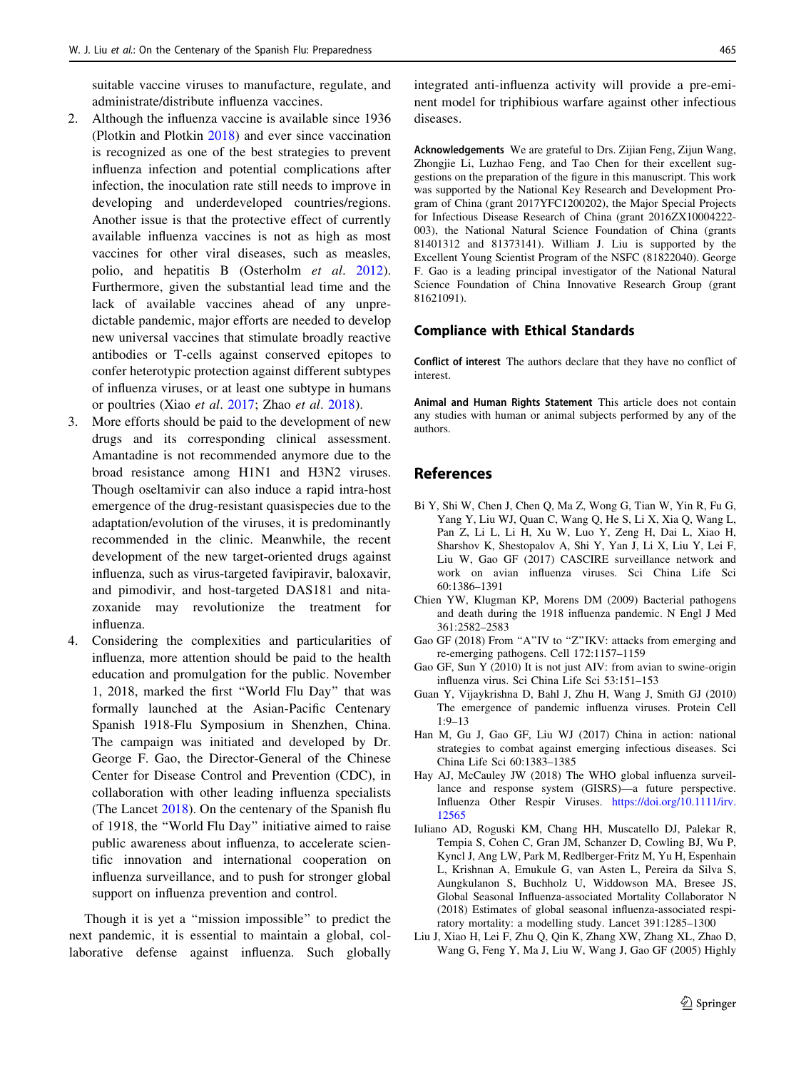suitable vaccine viruses to manufacture, regulate, and administrate/distribute influenza vaccines.

2. Although the influenza vaccine is available since 1936 (Plotkin and Plotkin 2018) and ever since vaccination is recognized as one of the best strategies to prevent influenza infection and potential complications after infection, the inoculation rate still needs to improve in developing and underdeveloped countries/regions. Another issue is that the protective effect of currently available influenza vaccines is not as high as most vaccines for other viral diseases, such as measles, polio, and hepatitis B (Osterholm *et al*. 2012). Furthermore, given the substantial lead time and the lack of available vaccines ahead of any unpredictable pandemic, major efforts are needed to develop new universal vaccines that stimulate broadly reactive antibodies or T-cells against conserved epitopes to confer heterotypic protection against different subtypes of influenza viruses, or at least one subtype in humans or poultries (Xiao *et al*. 2017; Zhao *et al*. 2018).
3. More efforts should be paid to the development of new drugs and its corresponding clinical assessment. Amantadine is not recommended anymore due to the broad resistance among H1N1 and H3N2 viruses. Though oseltamivir can also induce a rapid intra-host emergence of the drug-resistant quasispecies due to the adaptation/evolution of the viruses, it is predominantly recommended in the clinic. Meanwhile, the recent development of the new target-oriented drugs against influenza, such as virus-targeted favipiravir, baloxavir, and pimodivir, and host-targeted DAS181 and nitazoxanide may revolutionize the treatment for influenza.
4. Considering the complexities and particularities of influenza, more attention should be paid to the health education and promulgation for the public. November 1, 2018, marked the first "World Flu Day" that was formally launched at the Asian-Pacific Centenary Spanish 1918-Flu Symposium in Shenzhen, China. The campaign was initiated and developed by Dr. George F. Gao, the Director-General of the Chinese Center for Disease Control and Prevention (CDC), in collaboration with other leading influenza specialists (The Lancet 2018). On the centenary of the Spanish flu of 1918, the "World Flu Day" initiative aimed to raise public awareness about influenza, to accelerate scientific innovation and international cooperation on influenza surveillance, and to push for stronger global support on influenza prevention and control.

Though it is yet a "mission impossible" to predict the next pandemic, it is essential to maintain a global, collaborative defense against influenza. Such globally integrated anti-influenza activity will provide a pre-eminent model for triphibious warfare against other infectious diseases.

**Acknowledgements** We are grateful to Drs. Zijian Feng, Zijun Wang, Zhongjie Li, Luzhao Feng, and Tao Chen for their excellent suggestions on the preparation of the figure in this manuscript. This work was supported by the National Key Research and Development Program of China (grant 2017YFC1200202), the Major Special Projects for Infectious Disease Research of China (grant 2016ZX10004222-003), the National Natural Science Foundation of China (grants 81401312 and 81373141). William J. Liu is supported by the Excellent Young Scientist Program of the NSFC (81822040). George F. Gao is a leading principal investigator of the National Natural Science Foundation of China Innovative Research Group (grant 81621091).

## Compliance with Ethical Standards

**Conflict of interest** The authors declare that they have no conflict of interest.

**Animal and Human Rights Statement** This article does not contain any studies with human or animal subjects performed by any of the authors.

## References

Bi Y, Shi W, Chen J, Chen Q, Ma Z, Wong G, Tian W, Yin R, Fu G, Yang Y, Liu WJ, Quan C, Wang Q, He S, Li X, Xia Q, Wang L, Pan Z, Li L, Li H, Xu W, Luo Y, Zeng H, Dai L, Xiao H, Sharshov K, Shestopalov A, Shi Y, Yan J, Li X, Liu Y, Lei F, Liu W, Gao GF (2017) CASCIRE surveillance network and work on avian influenza viruses. Sci China Life Sci 60:1386–1391

Chien YW, Klugman KP, Morens DM (2009) Bacterial pathogens and death during the 1918 influenza pandemic. N Engl J Med 361:2582–2583

Gao GF (2018) From "A"IV to "Z"IKV: attacks from emerging and re-emerging pathogens. Cell 172:1157–1159

Gao GF, Sun Y (2010) It is not just AIV: from avian to swine-origin influenza virus. Sci China Life Sci 53:151–153

Guan Y, Vijaykrishna D, Bahl J, Zhu H, Wang J, Smith GJ (2010) The emergence of pandemic influenza viruses. Protein Cell 1:9–13

Han M, Gu J, Gao GF, Liu WJ (2017) China in action: national strategies to combat against emerging infectious diseases. Sci China Life Sci 60:1383–1385

Hay AJ, McCauley JW (2018) The WHO global influenza surveillance and response system (GISRS)—a future perspective. Influenza Other Respir Viruses. https://doi.org/10.1111/irv.12565

Iuliano AD, Roguski KM, Chang HH, Muscatello DJ, Palekar R, Tempia S, Cohen C, Gran JM, Schanzer D, Cowling BJ, Wu P, Kyncl J, Ang LW, Park M, Redlberger-Fritz M, Yu H, Espenhain L, Krishnan A, Emukule G, van Asten L, Pereira da Silva S, Aungkulanon S, Buchholz U, Widdowson MA, Bresee JS, Global Seasonal Influenza-associated Mortality Collaborator N (2018) Estimates of global seasonal influenza-associated respiratory mortality: a modelling study. Lancet 391:1285–1300

Liu J, Xiao H, Lei F, Zhu Q, Qin K, Zhang XW, Zhang XL, Zhao D, Wang G, Feng Y, Ma J, Liu W, Wang J, Gao GF (2005) Highly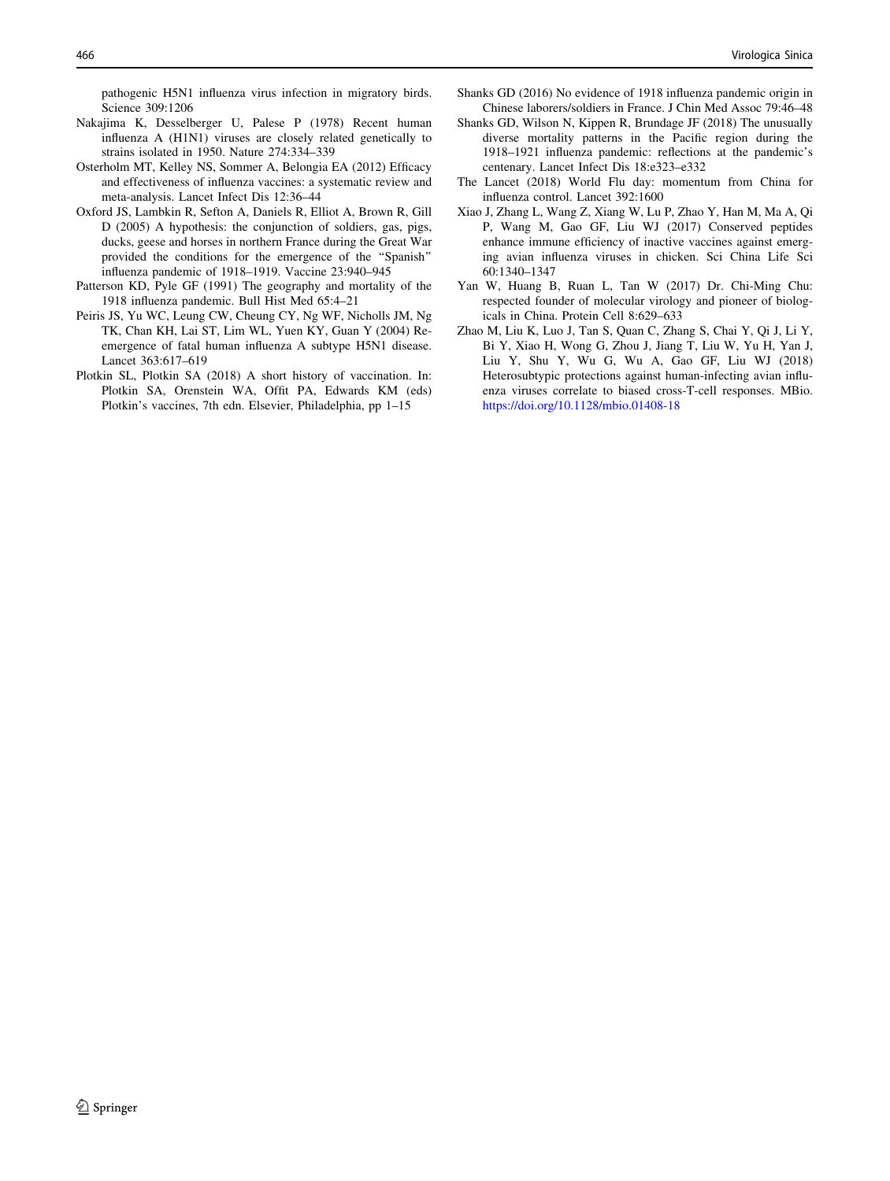pathogenic H5N1 influenza virus infection in migratory birds. Science 309:1206

Nakajima K, Desselberger U, Palese P (1978) Recent human influenza A (H1N1) viruses are closely related genetically to strains isolated in 1950. Nature 274:334–339

Osterholm MT, Kelley NS, Sommer A, Belongia EA (2012) Efficacy and effectiveness of influenza vaccines: a systematic review and meta-analysis. Lancet Infect Dis 12:36–44

Oxford JS, Lambkin R, Sefton A, Daniels R, Elliot A, Brown R, Gill D (2005) A hypothesis: the conjunction of soldiers, gas, pigs, ducks, geese and horses in northern France during the Great War provided the conditions for the emergence of the "Spanish" influenza pandemic of 1918–1919. Vaccine 23:940–945

Patterson KD, Pyle GF (1991) The geography and mortality of the 1918 influenza pandemic. Bull Hist Med 65:4–21

Peiris JS, Yu WC, Leung CW, Cheung CY, Ng WF, Nicholls JM, Ng TK, Chan KH, Lai ST, Lim WL, Yuen KY, Guan Y (2004) Re-emergence of fatal human influenza A subtype H5N1 disease. Lancet 363:617–619

Plotkin SL, Plotkin SA (2018) A short history of vaccination. In: Plotkin SA, Orenstein WA, Offit PA, Edwards KM (eds) Plotkin's vaccines, 7th edn. Elsevier, Philadelphia, pp 1–15

Shanks GD (2016) No evidence of 1918 influenza pandemic origin in Chinese laborers/soldiers in France. J Chin Med Assoc 79:46–48

Shanks GD, Wilson N, Kippen R, Brundage JF (2018) The unusually diverse mortality patterns in the Pacific region during the 1918–1921 influenza pandemic: reflections at the pandemic's centenary. Lancet Infect Dis 18:e323–e332

The Lancet (2018) World Flu day: momentum from China for influenza control. Lancet 392:1600

Xiao J, Zhang L, Wang Z, Xiang W, Lu P, Zhao Y, Han M, Ma A, Qi P, Wang M, Gao GF, Liu WJ (2017) Conserved peptides enhance immune efficiency of inactive vaccines against emerging avian influenza viruses in chicken. Sci China Life Sci 60:1340–1347

Yan W, Huang B, Ruan L, Tan W (2017) Dr. Chi-Ming Chu: respected founder of molecular virology and pioneer of biologicals in China. Protein Cell 8:629–633

Zhao M, Liu K, Luo J, Tan S, Quan C, Zhang S, Chai Y, Qi J, Li Y, Bi Y, Xiao H, Wong G, Zhou J, Jiang T, Liu W, Yu H, Yan J, Liu Y, Shu Y, Wu G, Wu A, Gao GF, Liu WJ (2018) Heterosubtypic protections against human-infecting avian influenza viruses correlate to biased cross-T-cell responses. MBio. https://doi.org/10.1128/mbio.01408-18